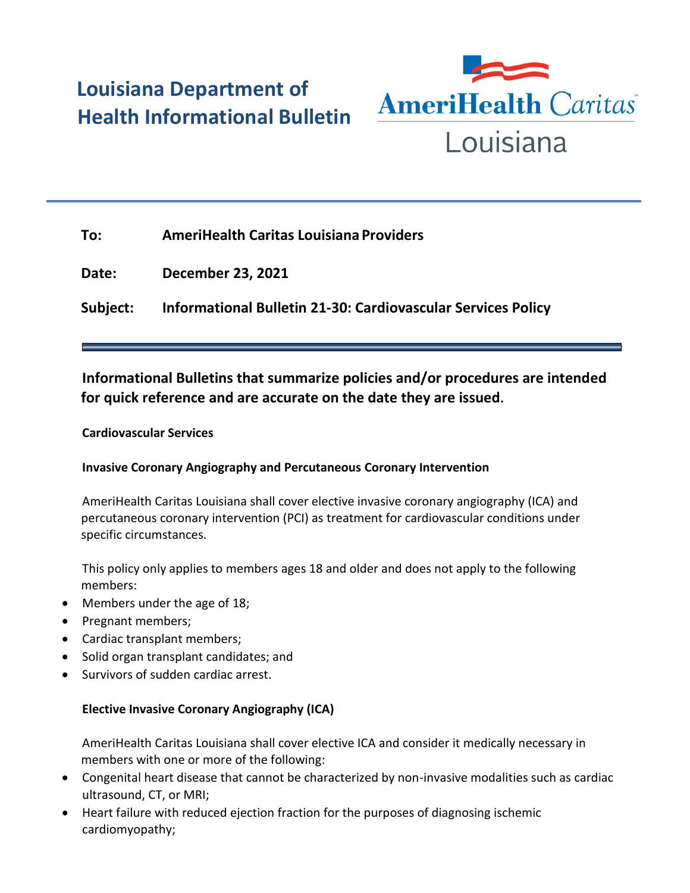# Louisiana Department of Health Informational Bulletin

AmeriHealth Caritas Louisiana

**To:** AmeriHealth Caritas Louisiana Providers

**Date:** December 23, 2021

**Subject:** Informational Bulletin 21-30: Cardiovascular Services Policy

**Informational Bulletins that summarize policies and/or procedures are intended for quick reference and are accurate on the date they are issued.**

**Cardiovascular Services**

**Invasive Coronary Angiography and Percutaneous Coronary Intervention**

AmeriHealth Caritas Louisiana shall cover elective invasive coronary angiography (ICA) and percutaneous coronary intervention (PCI) as treatment for cardiovascular conditions under specific circumstances.

This policy only applies to members ages 18 and older and does not apply to the following members:

- Members under the age of 18;
- Pregnant members;
- Cardiac transplant members;
- Solid organ transplant candidates; and
- Survivors of sudden cardiac arrest.

**Elective Invasive Coronary Angiography (ICA)**

AmeriHealth Caritas Louisiana shall cover elective ICA and consider it medically necessary in members with one or more of the following:

- Congenital heart disease that cannot be characterized by non-invasive modalities such as cardiac ultrasound, CT, or MRI;
- Heart failure with reduced ejection fraction for the purposes of diagnosing ischemic cardiomyopathy;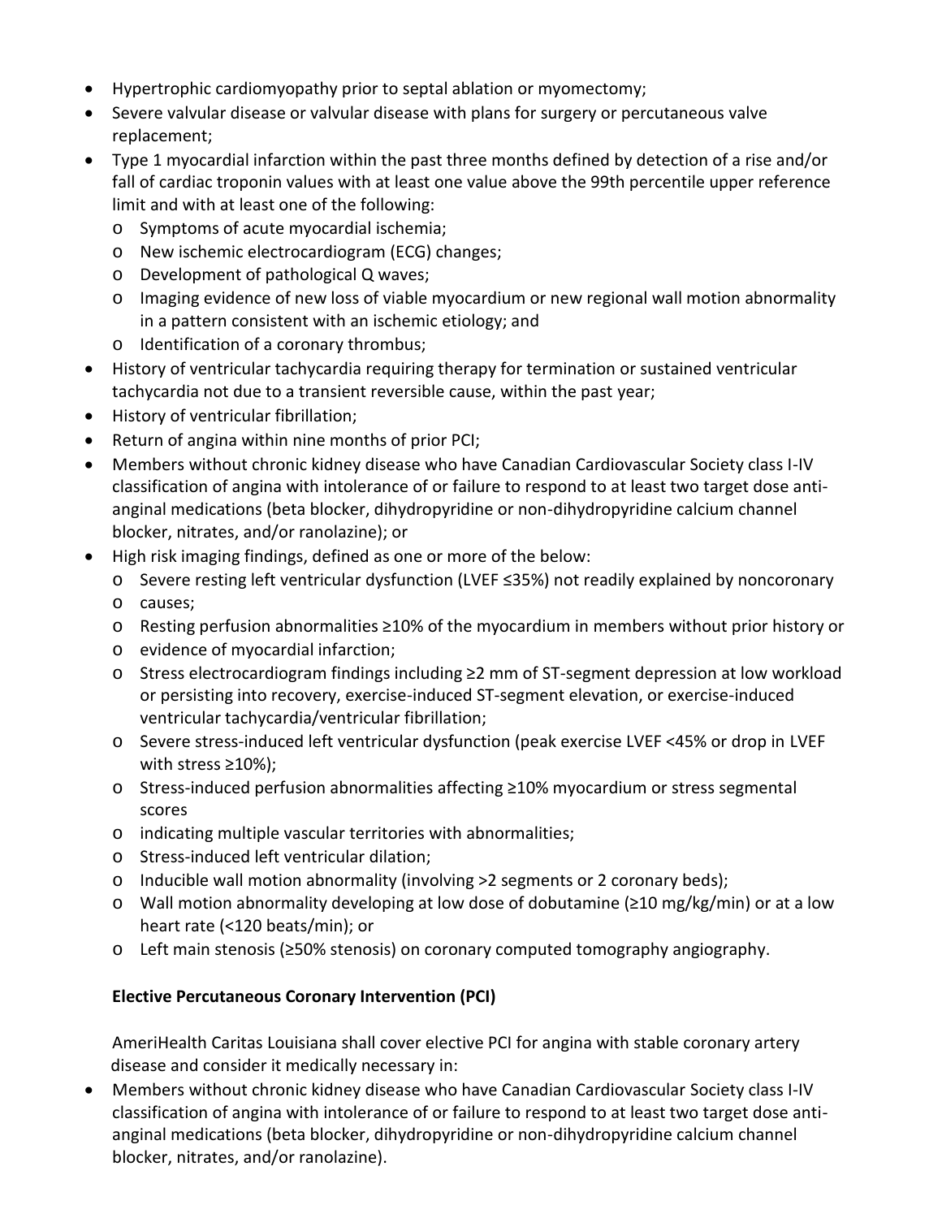- Hypertrophic cardiomyopathy prior to septal ablation or myomectomy;
- Severe valvular disease or valvular disease with plans for surgery or percutaneous valve replacement;
- Type 1 myocardial infarction within the past three months defined by detection of a rise and/or fall of cardiac troponin values with at least one value above the 99th percentile upper reference limit and with at least one of the following:
  - Symptoms of acute myocardial ischemia;
  - New ischemic electrocardiogram (ECG) changes;
  - Development of pathological Q waves;
  - Imaging evidence of new loss of viable myocardium or new regional wall motion abnormality in a pattern consistent with an ischemic etiology; and
  - Identification of a coronary thrombus;
- History of ventricular tachycardia requiring therapy for termination or sustained ventricular tachycardia not due to a transient reversible cause, within the past year;
- History of ventricular fibrillation;
- Return of angina within nine months of prior PCI;
- Members without chronic kidney disease who have Canadian Cardiovascular Society class I-IV classification of angina with intolerance of or failure to respond to at least two target dose anti-anginal medications (beta blocker, dihydropyridine or non-dihydropyridine calcium channel blocker, nitrates, and/or ranolazine); or
- High risk imaging findings, defined as one or more of the below:
  - Severe resting left ventricular dysfunction (LVEF ≤35%) not readily explained by noncoronary
  - causes;
  - Resting perfusion abnormalities ≥10% of the myocardium in members without prior history or
  - evidence of myocardial infarction;
  - Stress electrocardiogram findings including ≥2 mm of ST-segment depression at low workload or persisting into recovery, exercise-induced ST-segment elevation, or exercise-induced ventricular tachycardia/ventricular fibrillation;
  - Severe stress-induced left ventricular dysfunction (peak exercise LVEF <45% or drop in LVEF with stress ≥10%);
  - Stress-induced perfusion abnormalities affecting ≥10% myocardium or stress segmental scores
  - indicating multiple vascular territories with abnormalities;
  - Stress-induced left ventricular dilation;
  - Inducible wall motion abnormality (involving >2 segments or 2 coronary beds);
  - Wall motion abnormality developing at low dose of dobutamine (≥10 mg/kg/min) or at a low heart rate (<120 beats/min); or
  - Left main stenosis (≥50% stenosis) on coronary computed tomography angiography.

**Elective Percutaneous Coronary Intervention (PCI)**

AmeriHealth Caritas Louisiana shall cover elective PCI for angina with stable coronary artery disease and consider it medically necessary in:

- Members without chronic kidney disease who have Canadian Cardiovascular Society class I-IV classification of angina with intolerance of or failure to respond to at least two target dose anti-anginal medications (beta blocker, dihydropyridine or non-dihydropyridine calcium channel blocker, nitrates, and/or ranolazine).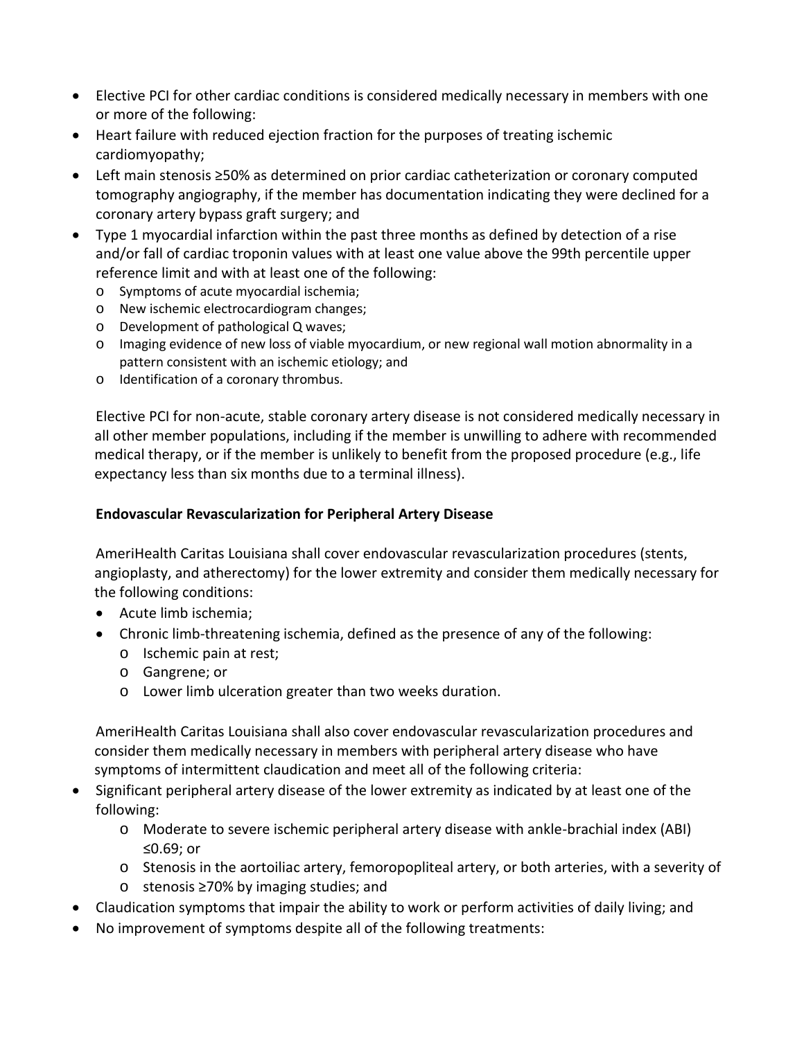- Elective PCI for other cardiac conditions is considered medically necessary in members with one or more of the following:
- Heart failure with reduced ejection fraction for the purposes of treating ischemic cardiomyopathy;
- Left main stenosis ≥50% as determined on prior cardiac catheterization or coronary computed tomography angiography, if the member has documentation indicating they were declined for a coronary artery bypass graft surgery; and
- Type 1 myocardial infarction within the past three months as defined by detection of a rise and/or fall of cardiac troponin values with at least one value above the 99th percentile upper reference limit and with at least one of the following:
  - Symptoms of acute myocardial ischemia;
  - New ischemic electrocardiogram changes;
  - Development of pathological Q waves;
  - Imaging evidence of new loss of viable myocardium, or new regional wall motion abnormality in a pattern consistent with an ischemic etiology; and
  - Identification of a coronary thrombus.

Elective PCI for non-acute, stable coronary artery disease is not considered medically necessary in all other member populations, including if the member is unwilling to adhere with recommended medical therapy, or if the member is unlikely to benefit from the proposed procedure (e.g., life expectancy less than six months due to a terminal illness).

**Endovascular Revascularization for Peripheral Artery Disease**

AmeriHealth Caritas Louisiana shall cover endovascular revascularization procedures (stents, angioplasty, and atherectomy) for the lower extremity and consider them medically necessary for the following conditions:

- Acute limb ischemia;
- Chronic limb-threatening ischemia, defined as the presence of any of the following:
  - Ischemic pain at rest;
  - Gangrene; or
  - Lower limb ulceration greater than two weeks duration.

AmeriHealth Caritas Louisiana shall also cover endovascular revascularization procedures and consider them medically necessary in members with peripheral artery disease who have symptoms of intermittent claudication and meet all of the following criteria:

- Significant peripheral artery disease of the lower extremity as indicated by at least one of the following:
  - Moderate to severe ischemic peripheral artery disease with ankle-brachial index (ABI) ≤0.69; or
  - Stenosis in the aortoiliac artery, femoropopliteal artery, or both arteries, with a severity of
  - stenosis ≥70% by imaging studies; and
- Claudication symptoms that impair the ability to work or perform activities of daily living; and
- No improvement of symptoms despite all of the following treatments: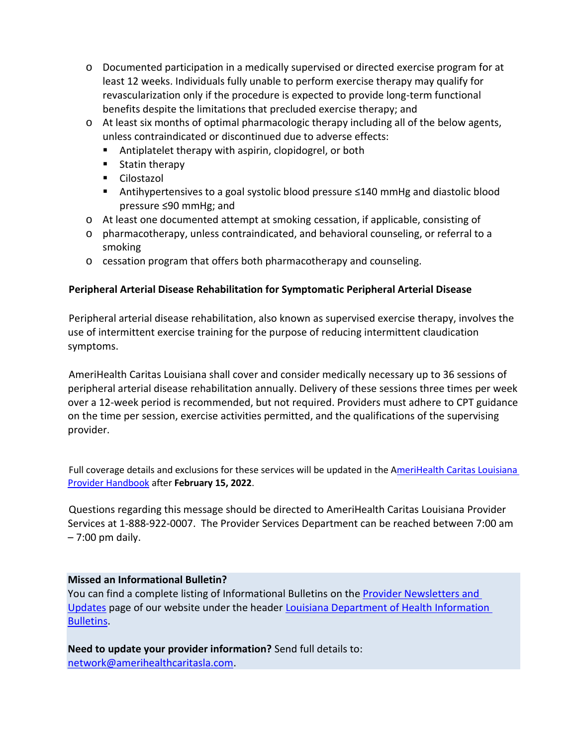- Documented participation in a medically supervised or directed exercise program for at least 12 weeks. Individuals fully unable to perform exercise therapy may qualify for revascularization only if the procedure is expected to provide long-term functional benefits despite the limitations that precluded exercise therapy; and
- At least six months of optimal pharmacologic therapy including all of the below agents, unless contraindicated or discontinued due to adverse effects:
  - Antiplatelet therapy with aspirin, clopidogrel, or both
  - Statin therapy
  - Cilostazol
  - Antihypertensives to a goal systolic blood pressure ≤140 mmHg and diastolic blood pressure ≤90 mmHg; and
- At least one documented attempt at smoking cessation, if applicable, consisting of
- pharmacotherapy, unless contraindicated, and behavioral counseling, or referral to a smoking
- cessation program that offers both pharmacotherapy and counseling.

**Peripheral Arterial Disease Rehabilitation for Symptomatic Peripheral Arterial Disease**

Peripheral arterial disease rehabilitation, also known as supervised exercise therapy, involves the use of intermittent exercise training for the purpose of reducing intermittent claudication symptoms.

AmeriHealth Caritas Louisiana shall cover and consider medically necessary up to 36 sessions of peripheral arterial disease rehabilitation annually. Delivery of these sessions three times per week over a 12-week period is recommended, but not required. Providers must adhere to CPT guidance on the time per session, exercise activities permitted, and the qualifications of the supervising provider.

Full coverage details and exclusions for these services will be updated in the AmeriHealth Caritas Louisiana Provider Handbook after **February 15, 2022**.

Questions regarding this message should be directed to AmeriHealth Caritas Louisiana Provider Services at 1-888-922-0007. The Provider Services Department can be reached between 7:00 am – 7:00 pm daily.

**Missed an Informational Bulletin?**
You can find a complete listing of Informational Bulletins on the Provider Newsletters and Updates page of our website under the header Louisiana Department of Health Information Bulletins.

**Need to update your provider information?** Send full details to: network@amerihealthcaritasla.com.